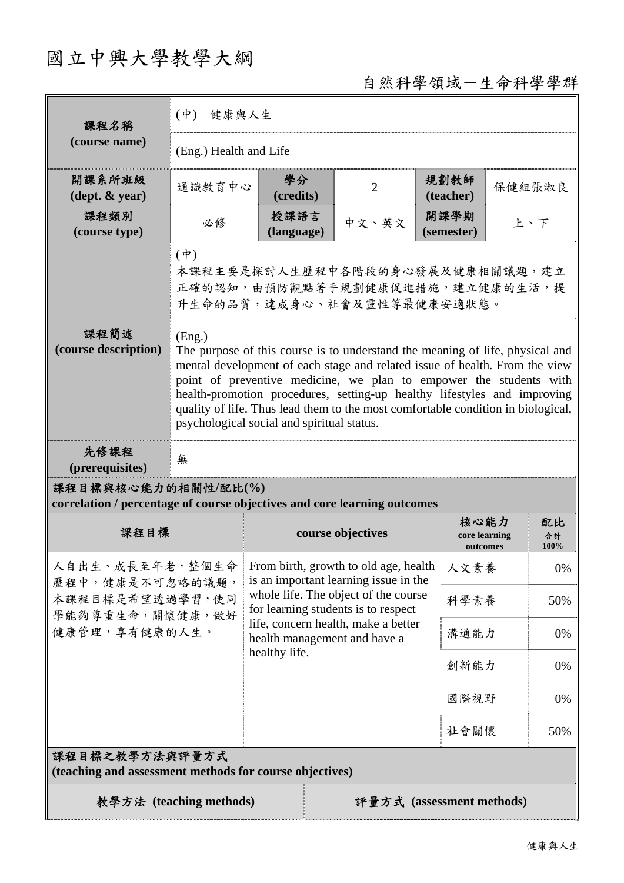# 國立中興大學教學大綱

自然科學領域－生命科學學群

| 課程名稱 (course name) | (中) 健康與人生 | | | | |
|---|---|---|---|---|---|
| | (Eng.) Health and Life | | | | |
| 開課系所班級 (dept. & year) | 通識教育中心 | 學分 (credits) | 2 | 規劃教師 (teacher) | 保健組張淑良 |
| 課程類別 (course type) | 必修 | 授課語言 (language) | 中文、英文 | 開課學期 (semester) | 上、下 |
| 課程簡述 (course description) | (中)<br>本課程主要是探討人生歷程中各階段的身心發展及健康相關議題，建立正確的認知，由預防觀點著手規劃健康促進措施，建立健康的生活，提升生命的品質，達成身心、社會及靈性等最健康安適狀態。<br><br>(Eng.)<br>The purpose of this course is to understand the meaning of life, physical and mental development of each stage and related issue of health. From the view point of preventive medicine, we plan to empower the students with health-promotion procedures, setting-up healthy lifestyles and improving quality of life. Thus lead them to the most comfortable condition in biological, psychological social and spiritual status. | | | | |
| 先修課程 (prerequisites) | 無 | | | | |

**課程目標與核心能力的相關性/配比(%)**
**correlation / percentage of course objectives and core learning outcomes**

| 課程目標 | course objectives | 核心能力 core learning outcomes | 配比 合計 100% |
|---|---|---|---|
| 人自出生、成長至年老，整個生命歷程中，健康是不可忽略的議題，本課程目標是希望透過學習，使同學能夠尊重生命，關懷健康，做好健康管理，享有健康的人生。 | From birth, growth to old age, health is an important learning issue in the whole life. The object of the course for learning students is to respect life, concern health, make a better health management and have a healthy life. | 人文素養 | 0% |
| | | 科學素養 | 50% |
| | | 溝通能力 | 0% |
| | | 創新能力 | 0% |
| | | 國際視野 | 0% |
| | | 社會關懷 | 50% |

**課程目標之教學方法與評量方式**
**(teaching and assessment methods for course objectives)**

| 教學方法 (teaching methods) | 評量方式 (assessment methods) |
|---|---|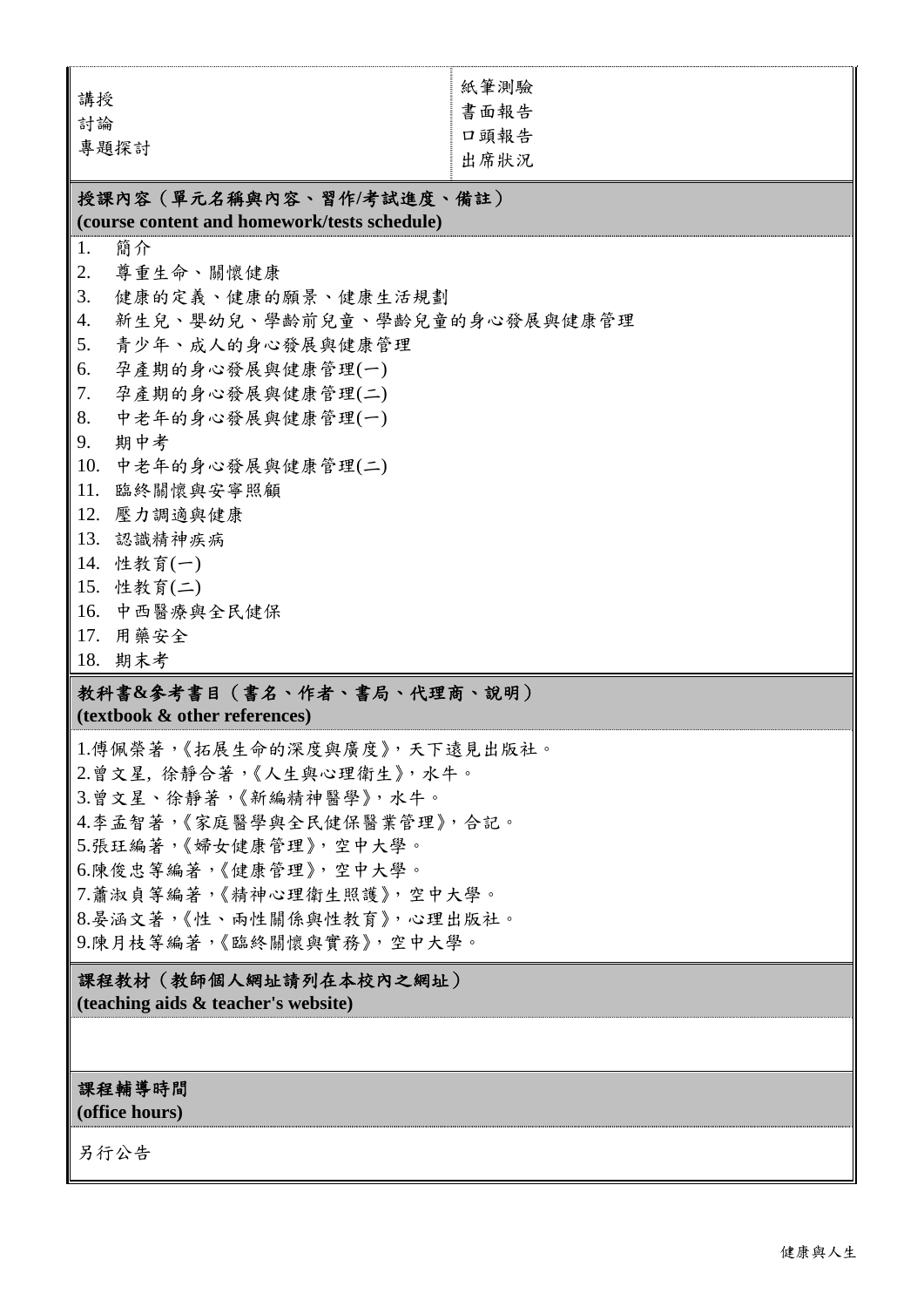| | |
|---|---|
| 講授<br>討論<br>專題探討 | 紙筆測驗<br>書面報告<br>口頭報告<br>出席狀況 |

**授課內容（單元名稱與內容、習作/考試進度、備註）**
**(course content and homework/tests schedule)**

1. 簡介
2. 尊重生命、關懷健康
3. 健康的定義、健康的願景、健康生活規劃
4. 新生兒、嬰幼兒、學齡前兒童、學齡兒童的身心發展與健康管理
5. 青少年、成人的身心發展與健康管理
6. 孕產期的身心發展與健康管理(一)
7. 孕產期的身心發展與健康管理(二)
8. 中老年的身心發展與健康管理(一)
9. 期中考
10. 中老年的身心發展與健康管理(二)
11. 臨終關懷與安寧照顧
12. 壓力調適與健康
13. 認識精神疾病
14. 性教育(一)
15. 性教育(二)
16. 中西醫療與全民健保
17. 用藥安全
18. 期末考

**教科書&參考書目（書名、作者、書局、代理商、說明）**
**(textbook & other references)**

1.傅佩榮著，《拓展生命的深度與廣度》，天下遠見出版社。
2.曾文星, 徐靜合著，《人生與心理衛生》，水牛。
3.曾文星、徐靜著，《新編精神醫學》，水牛。
4.李孟智著，《家庭醫學與全民健保醫業管理》，合記。
5.張玨編著，《婦女健康管理》，空中大學。
6.陳俊忠等編著，《健康管理》，空中大學。
7.蕭淑貞等編著，《精神心理衛生照護》，空中大學。
8.晏涵文著，《性、兩性關係與性教育》，心理出版社。
9.陳月枝等編著，《臨終關懷與實務》，空中大學。

**課程教材（教師個人網址請列在本校內之網址）**
**(teaching aids & teacher's website)**

**課程輔導時間**
**(office hours)**

另行公告